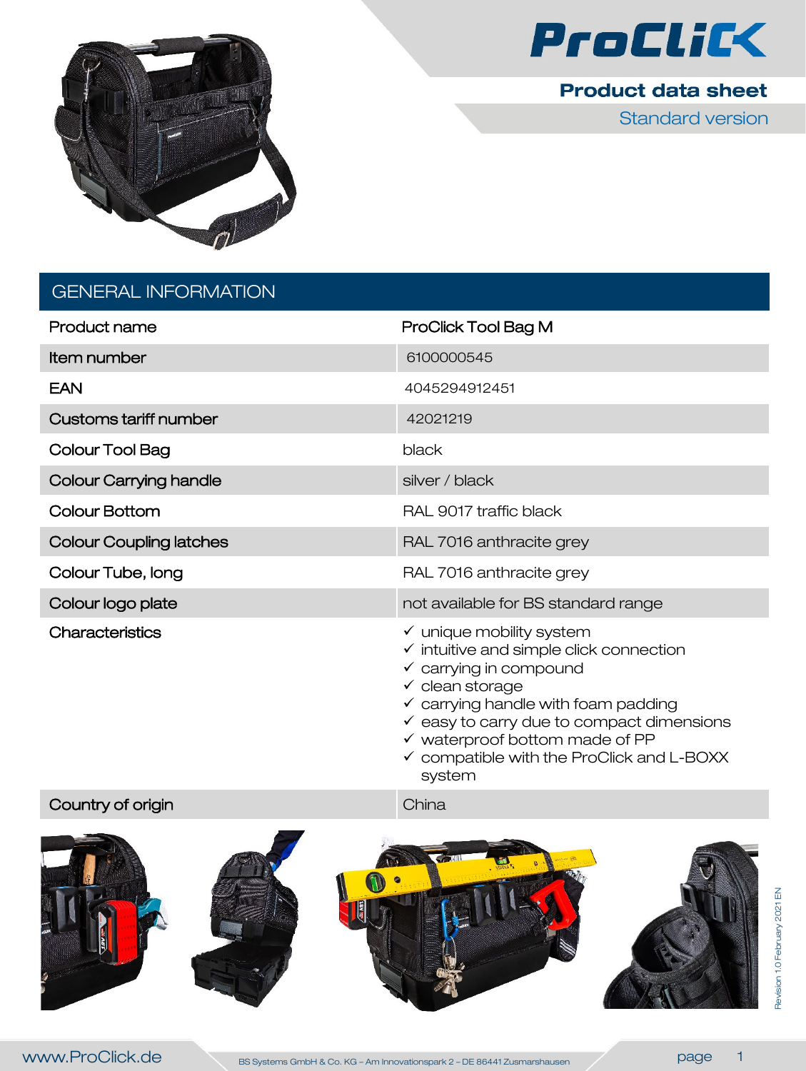# ProClick

## Product data sheet

Standard version

## GENERAL INFORMATION

| Product name | ProClick Tool Bag M |
|---|---|
| Item number | 6100000545 |
| EAN | 4045294912451 |
| Customs tariff number | 42021219 |
| Colour Tool Bag | black |
| Colour Carrying handle | silver / black |
| Colour Bottom | RAL 9017 traffic black |
| Colour Coupling latches | RAL 7016 anthracite grey |
| Colour Tube, long | RAL 7016 anthracite grey |
| Colour logo plate | not available for BS standard range |
| Characteristics | ✓ unique mobility system<br>✓ intuitive and simple click connection<br>✓ carrying in compound<br>✓ clean storage<br>✓ carrying handle with foam padding<br>✓ easy to carry due to compact dimensions<br>✓ waterproof bottom made of PP<br>✓ compatible with the ProClick and L-BOXX system |
| Country of origin | China |

Revision 1.0 February 2021 EN

www.ProClick.de — BS Systems GmbH & Co. KG – Am Innovationspark 2 – DE 86441 Zusmarshausen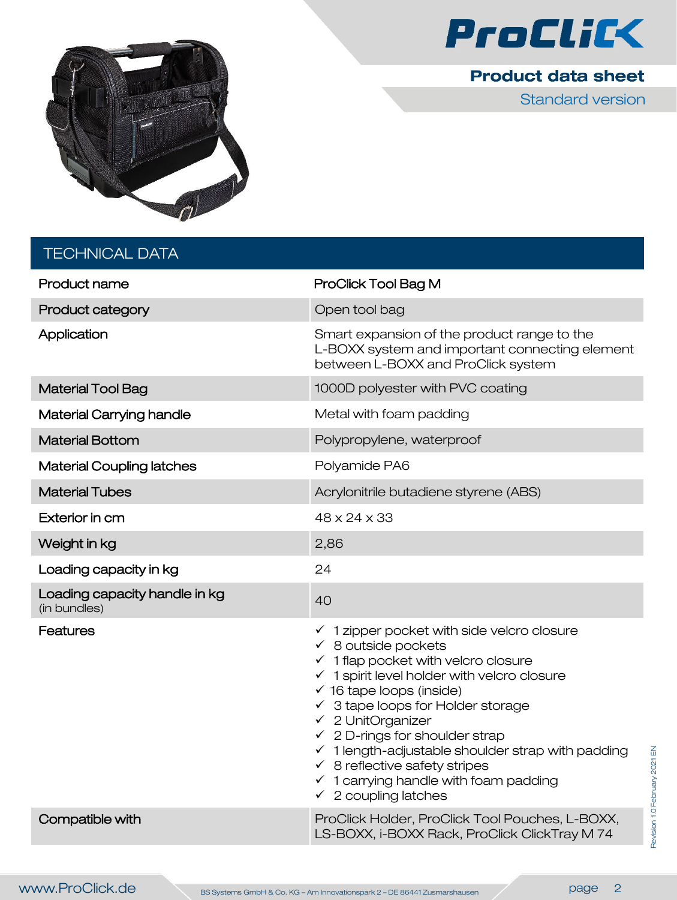ProClick

**Product data sheet**

Standard version

## TECHNICAL DATA

| | |
|---|---|
| Product name | ProClick Tool Bag M |
| Product category | Open tool bag |
| Application | Smart expansion of the product range to the L-BOXX system and important connecting element between L-BOXX and ProClick system |
| Material Tool Bag | 1000D polyester with PVC coating |
| Material Carrying handle | Metal with foam padding |
| Material Bottom | Polypropylene, waterproof |
| Material Coupling latches | Polyamide PA6 |
| Material Tubes | Acrylonitrile butadiene styrene (ABS) |
| Exterior in cm | 48 x 24 x 33 |
| Weight in kg | 2,86 |
| Loading capacity in kg | 24 |
| Loading capacity handle in kg (in bundles) | 40 |
| Features | ✓ 1 zipper pocket with side velcro closure<br>✓ 8 outside pockets<br>✓ 1 flap pocket with velcro closure<br>✓ 1 spirit level holder with velcro closure<br>✓ 16 tape loops (inside)<br>✓ 3 tape loops for Holder storage<br>✓ 2 UnitOrganizer<br>✓ 2 D-rings for shoulder strap<br>✓ 1 length-adjustable shoulder strap with padding<br>✓ 8 reflective safety stripes<br>✓ 1 carrying handle with foam padding<br>✓ 2 coupling latches |
| Compatible with | ProClick Holder, ProClick Tool Pouches, L-BOXX, LS-BOXX, i-BOXX Rack, ProClick ClickTray M 74 |

Revision 1.0 February 2021 EN

www.ProClick.de

BS Systems GmbH & Co. KG – Am Innovationspark 2 – DE 86441 Zusmarshausen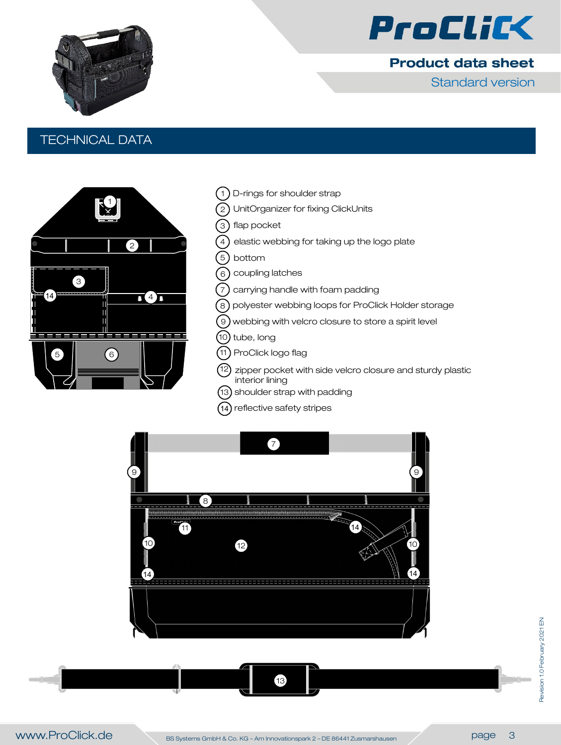# Product data sheet

## Standard version

## TECHNICAL DATA

1. D-rings for shoulder strap
2. UnitOrganizer for fixing ClickUnits
3. flap pocket
4. elastic webbing for taking up the logo plate
5. bottom
6. coupling latches
7. carrying handle with foam padding
8. polyester webbing loops for ProClick Holder storage
9. webbing with velcro closure to store a spirit level
10. tube, long
11. ProClick logo flag
12. zipper pocket with side velcro closure and sturdy plastic interior lining
13. shoulder strap with padding
14. reflective safety stripes

Revision 1.0 February 2021 EN

www.ProClick.de

BS Systems GmbH & Co. KG – Am Innovationspark 2 – DE 86441 Zusmarshausen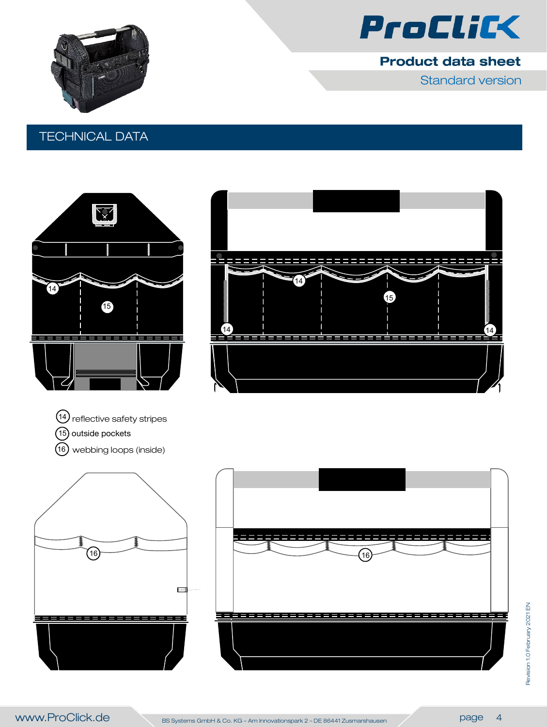Product data sheet

Standard version

## TECHNICAL DATA

14 reflective safety stripes

15 outside pockets

16 webbing loops (inside)

Revision 1.0 February 2021 EN

www.ProClick.de

BS Systems GmbH & Co. KG – Am Innovationspark 2 – DE 86441 Zusmarshausen